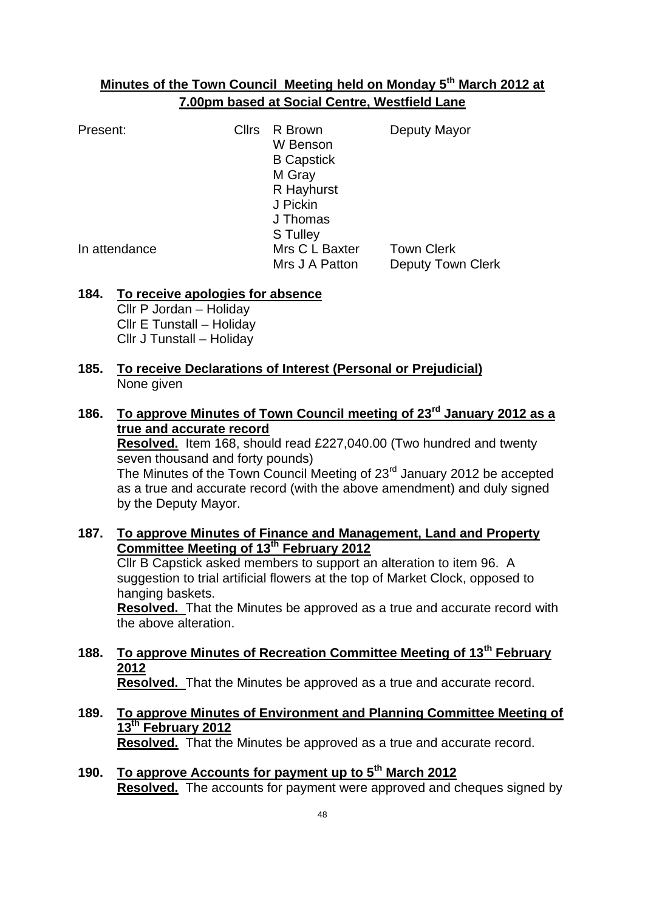## Minutes of the Town Council Meeting held on Monday 5th March 2012 at 7.00pm based at Social Centre, Westfield Lane

| | | | |
|---|---|---|---|
| Present: | Cllrs | R Brown | Deputy Mayor |
| | | W Benson | |
| | | B Capstick | |
| | | M Gray | |
| | | R Hayhurst | |
| | | J Pickin | |
| | | J Thomas | |
| | | S Tulley | |
| In attendance | | Mrs C L Baxter | Town Clerk |
| | | Mrs J A Patton | Deputy Town Clerk |

**184. To receive apologies for absence**

Cllr P Jordan – Holiday
Cllr E Tunstall – Holiday
Cllr J Tunstall – Holiday

**185. To receive Declarations of Interest (Personal or Prejudicial)**

None given

**186. To approve Minutes of Town Council meeting of 23rd January 2012 as a true and accurate record**

**Resolved.** Item 168, should read £227,040.00 (Two hundred and twenty seven thousand and forty pounds)
The Minutes of the Town Council Meeting of 23rd January 2012 be accepted as a true and accurate record (with the above amendment) and duly signed by the Deputy Mayor.

**187. To approve Minutes of Finance and Management, Land and Property Committee Meeting of 13th February 2012**

Cllr B Capstick asked members to support an alteration to item 96. A suggestion to trial artificial flowers at the top of Market Clock, opposed to hanging baskets.
**Resolved.** That the Minutes be approved as a true and accurate record with the above alteration.

**188. To approve Minutes of Recreation Committee Meeting of 13th February 2012**

**Resolved.** That the Minutes be approved as a true and accurate record.

**189. To approve Minutes of Environment and Planning Committee Meeting of 13th February 2012**

**Resolved.** That the Minutes be approved as a true and accurate record.

**190. To approve Accounts for payment up to 5th March 2012**

**Resolved.** The accounts for payment were approved and cheques signed by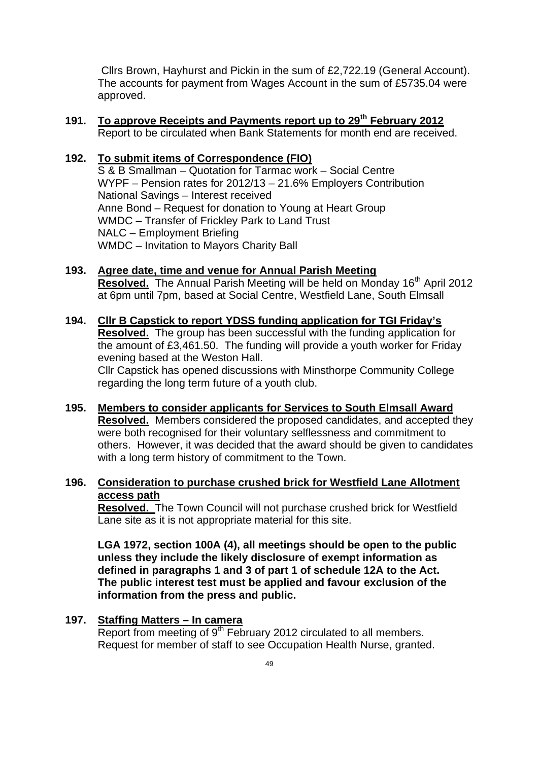Cllrs Brown, Hayhurst and Pickin in the sum of £2,722.19 (General Account). The accounts for payment from Wages Account in the sum of £5735.04 were approved.

**191. To approve Receipts and Payments report up to 29th February 2012**

Report to be circulated when Bank Statements for month end are received.

**192. To submit items of Correspondence (FIO)**

S & B Smallman – Quotation for Tarmac work – Social Centre
WYPF – Pension rates for 2012/13 – 21.6% Employers Contribution
National Savings – Interest received
Anne Bond – Request for donation to Young at Heart Group
WMDC – Transfer of Frickley Park to Land Trust
NALC – Employment Briefing
WMDC – Invitation to Mayors Charity Ball

**193. Agree date, time and venue for Annual Parish Meeting**

**Resolved.** The Annual Parish Meeting will be held on Monday 16th April 2012 at 6pm until 7pm, based at Social Centre, Westfield Lane, South Elmsall

**194. Cllr B Capstick to report YDSS funding application for TGI Friday's**

**Resolved.** The group has been successful with the funding application for the amount of £3,461.50. The funding will provide a youth worker for Friday evening based at the Weston Hall.

Cllr Capstick has opened discussions with Minsthorpe Community College regarding the long term future of a youth club.

**195. Members to consider applicants for Services to South Elmsall Award**

**Resolved.** Members considered the proposed candidates, and accepted they were both recognised for their voluntary selflessness and commitment to others. However, it was decided that the award should be given to candidates with a long term history of commitment to the Town.

**196. Consideration to purchase crushed brick for Westfield Lane Allotment access path**

**Resolved.** The Town Council will not purchase crushed brick for Westfield Lane site as it is not appropriate material for this site.

**LGA 1972, section 100A (4), all meetings should be open to the public unless they include the likely disclosure of exempt information as defined in paragraphs 1 and 3 of part 1 of schedule 12A to the Act. The public interest test must be applied and favour exclusion of the information from the press and public.**

**197. Staffing Matters – In camera**

Report from meeting of 9th February 2012 circulated to all members.
Request for member of staff to see Occupation Health Nurse, granted.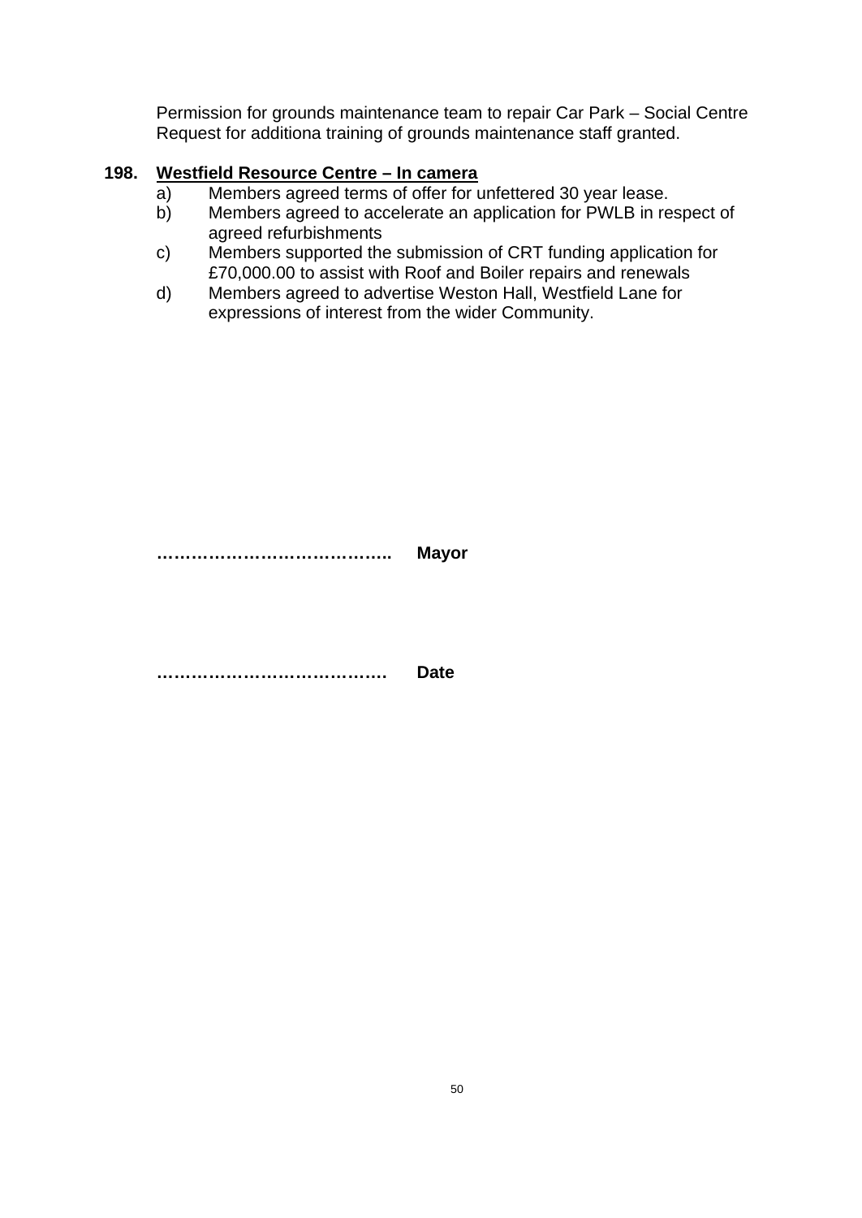Permission for grounds maintenance team to repair Car Park – Social Centre
Request for additiona training of grounds maintenance staff granted.

**198. Westfield Resource Centre – In camera**

a) Members agreed terms of offer for unfettered 30 year lease.

b) Members agreed to accelerate an application for PWLB in respect of agreed refurbishments

c) Members supported the submission of CRT funding application for £70,000.00 to assist with Roof and Boiler repairs and renewals

d) Members agreed to advertise Weston Hall, Westfield Lane for expressions of interest from the wider Community.

**………………………………….. Mayor**

**…………………………………. Date**